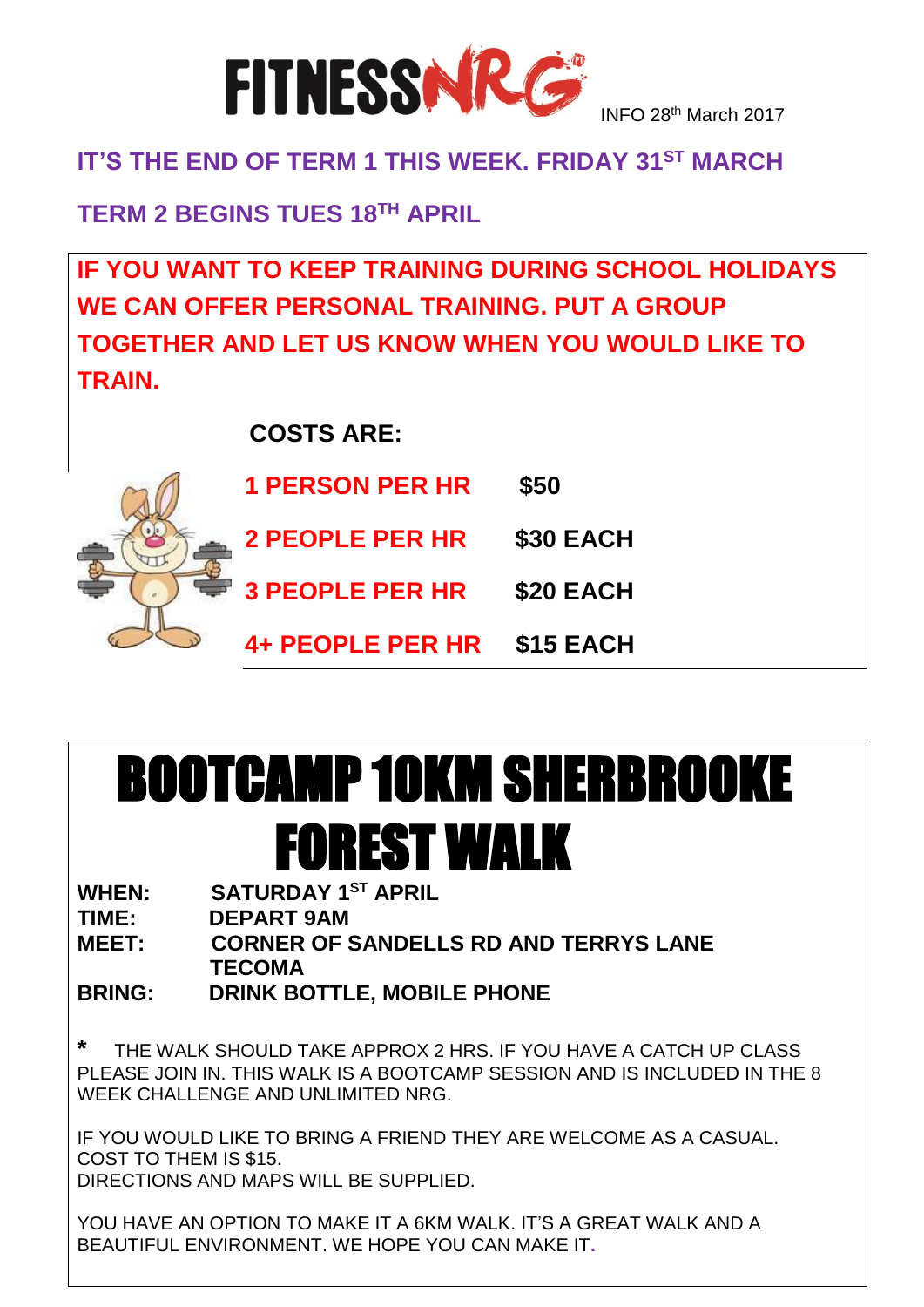# FITNESSNRG

INFO 28th March 2017

**IT'S THE END OF TERM 1 THIS WEEK. FRIDAY 31ST MARCH**

**TERM 2 BEGINS TUES 18TH APRIL**

**IF YOU WANT TO KEEP TRAINING DURING SCHOOL HOLIDAYS WE CAN OFFER PERSONAL TRAINING. PUT A GROUP TOGETHER AND LET US KNOW WHEN YOU WOULD LIKE TO TRAIN.**

**COSTS ARE:**

| | |
|---|---|
| **1 PERSON PER HR** | **$50** |
| **2 PEOPLE PER HR** | **$30 EACH** |
| **3 PEOPLE PER HR** | **$20 EACH** |
| **4+ PEOPLE PER HR** | **$15 EACH** |

# BOOTCAMP 10KM SHERBROOKE FOREST WALK

**WHEN:** SATURDAY 1ST APRIL
**TIME:** DEPART 9AM
**MEET:** CORNER OF SANDELLS RD AND TERRYS LANE TECOMA
**BRING:** DRINK BOTTLE, MOBILE PHONE

* THE WALK SHOULD TAKE APPROX 2 HRS. IF YOU HAVE A CATCH UP CLASS PLEASE JOIN IN. THIS WALK IS A BOOTCAMP SESSION AND IS INCLUDED IN THE 8 WEEK CHALLENGE AND UNLIMITED NRG.

IF YOU WOULD LIKE TO BRING A FRIEND THEY ARE WELCOME AS A CASUAL. COST TO THEM IS $15.
DIRECTIONS AND MAPS WILL BE SUPPLIED.

YOU HAVE AN OPTION TO MAKE IT A 6KM WALK. IT'S A GREAT WALK AND A BEAUTIFUL ENVIRONMENT. WE HOPE YOU CAN MAKE IT.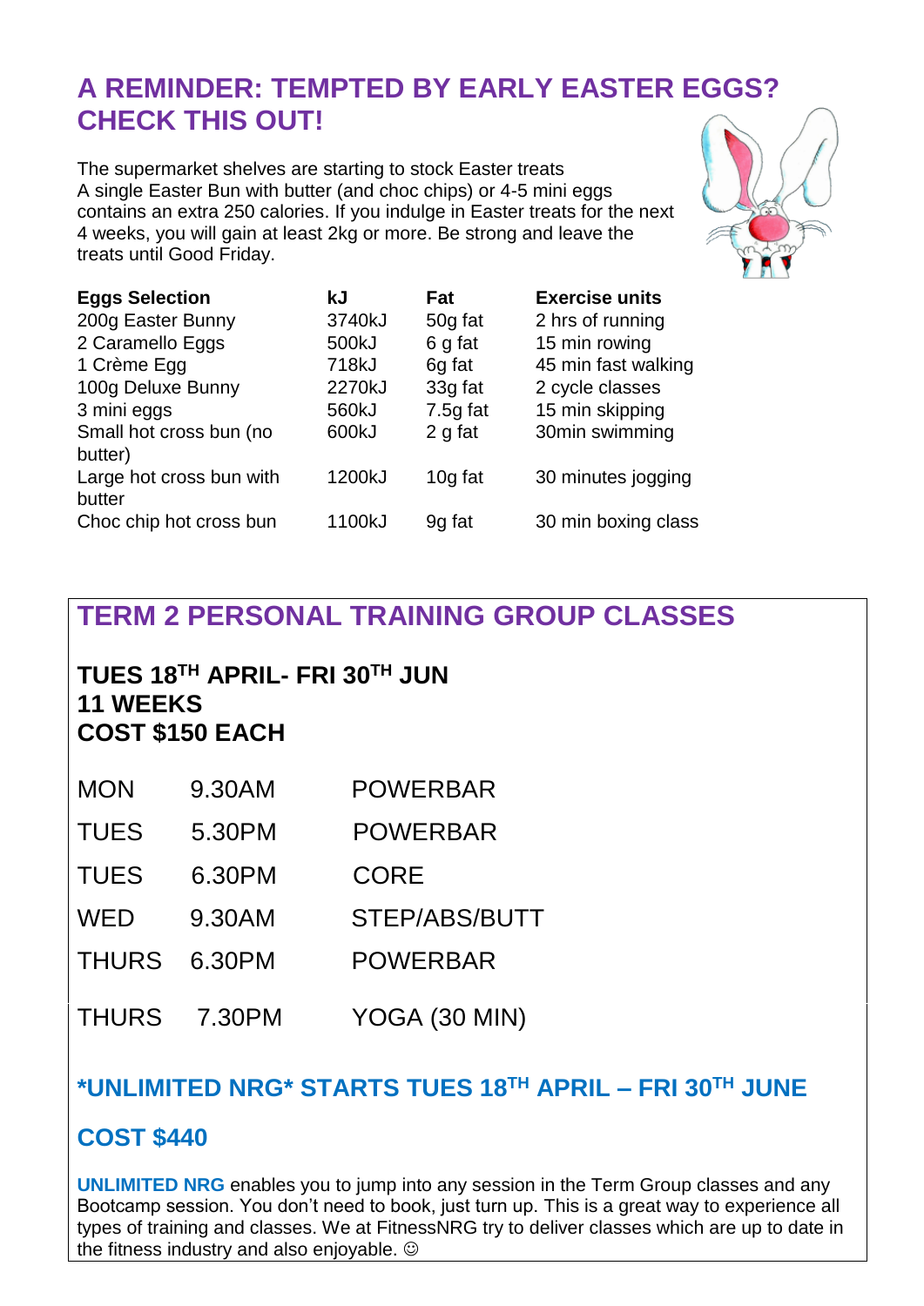## A REMINDER: TEMPTED BY EARLY EASTER EGGS? CHECK THIS OUT!

The supermarket shelves are starting to stock Easter treats
A single Easter Bun with butter (and choc chips) or 4-5 mini eggs contains an extra 250 calories. If you indulge in Easter treats for the next 4 weeks, you will gain at least 2kg or more. Be strong and leave the treats until Good Friday.

| Eggs Selection | kJ | Fat | Exercise units |
|---|---|---|---|
| 200g Easter Bunny | 3740kJ | 50g fat | 2 hrs of running |
| 2 Caramello Eggs | 500kJ | 6 g fat | 15 min rowing |
| 1 Crème Egg | 718kJ | 6g fat | 45 min fast walking |
| 100g Deluxe Bunny | 2270kJ | 33g fat | 2 cycle classes |
| 3 mini eggs | 560kJ | 7.5g fat | 15 min skipping |
| Small hot cross bun (no butter) | 600kJ | 2 g fat | 30min swimming |
| Large hot cross bun with butter | 1200kJ | 10g fat | 30 minutes jogging |
| Choc chip hot cross bun | 1100kJ | 9g fat | 30 min boxing class |

## TERM 2 PERSONAL TRAINING GROUP CLASSES

**TUES 18TH APRIL- FRI 30TH JUN**
**11 WEEKS**
**COST $150 EACH**

| | | |
|---|---|---|
| MON | 9.30AM | POWERBAR |
| TUES | 5.30PM | POWERBAR |
| TUES | 6.30PM | CORE |
| WED | 9.30AM | STEP/ABS/BUTT |
| THURS | 6.30PM | POWERBAR |
| THURS | 7.30PM | YOGA (30 MIN) |

### *UNLIMITED NRG* STARTS TUES 18TH APRIL – FRI 30TH JUNE

### COST $440

**UNLIMITED NRG** enables you to jump into any session in the Term Group classes and any Bootcamp session. You don't need to book, just turn up. This is a great way to experience all types of training and classes. We at FitnessNRG try to deliver classes which are up to date in the fitness industry and also enjoyable. ☺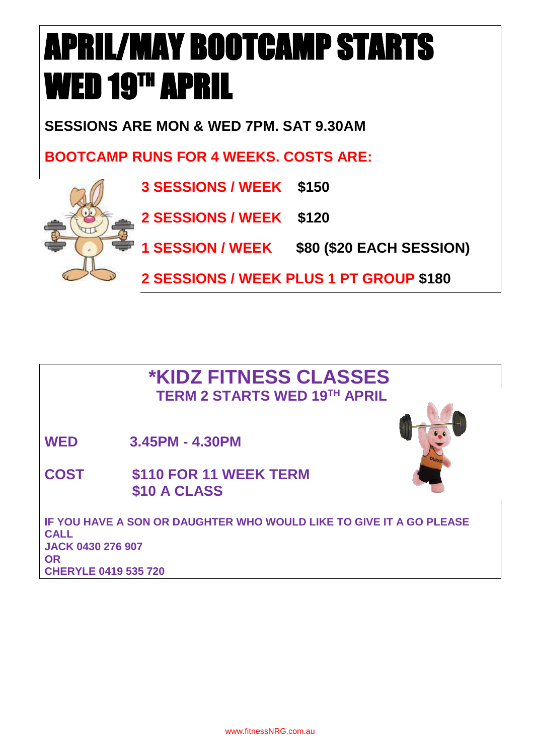# APRIL/MAY BOOTCAMP STARTS WED 19TH APRIL

**SESSIONS ARE MON & WED 7PM. SAT 9.30AM**

**BOOTCAMP RUNS FOR 4 WEEKS. COSTS ARE:**

**3 SESSIONS / WEEK** **$150**

**2 SESSIONS / WEEK** **$120**

**1 SESSION / WEEK** **$80 ($20 EACH SESSION)**

**2 SESSIONS / WEEK PLUS 1 PT GROUP** **$180**

## *KIDZ FITNESS CLASSES

### TERM 2 STARTS WED 19TH APRIL

**WED** **3.45PM - 4.30PM**

**COST** **$110 FOR 11 WEEK TERM**
**$10 A CLASS**

**IF YOU HAVE A SON OR DAUGHTER WHO WOULD LIKE TO GIVE IT A GO PLEASE CALL**
**JACK 0430 276 907**
**OR**
**CHERYLE 0419 535 720**

www.fitnessNRG.com.au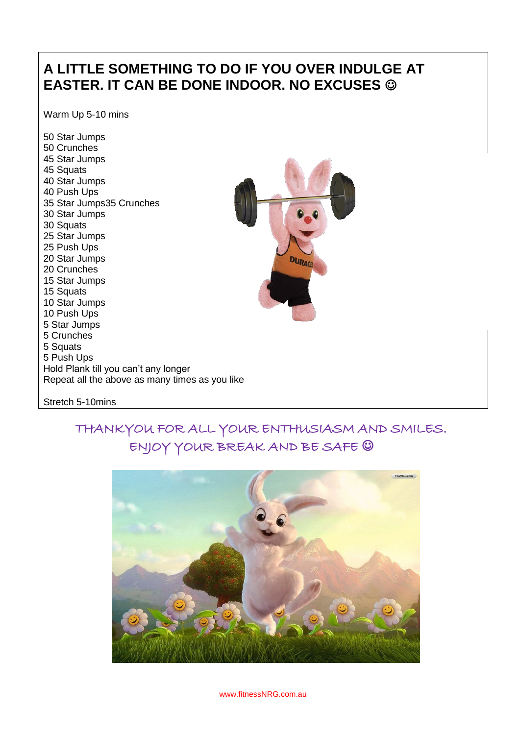## A LITTLE SOMETHING TO DO IF YOU OVER INDULGE AT EASTER. IT CAN BE DONE INDOOR. NO EXCUSES ☺

Warm Up 5-10 mins

50 Star Jumps
50 Crunches
45 Star Jumps
45 Squats
40 Star Jumps
40 Push Ups
35 Star Jumps35 Crunches
30 Star Jumps
30 Squats
25 Star Jumps
25 Push Ups
20 Star Jumps
20 Crunches
15 Star Jumps
15 Squats
10 Star Jumps
10 Push Ups
5 Star Jumps
5 Crunches
5 Squats
5 Push Ups
Hold Plank till you can't any longer
Repeat all the above as many times as you like

Stretch 5-10mins

THANKYOU FOR ALL YOUR ENTHUSIASM AND SMILES.
ENJOY YOUR BREAK AND BE SAFE ☺

www.fitnessNRG.com.au